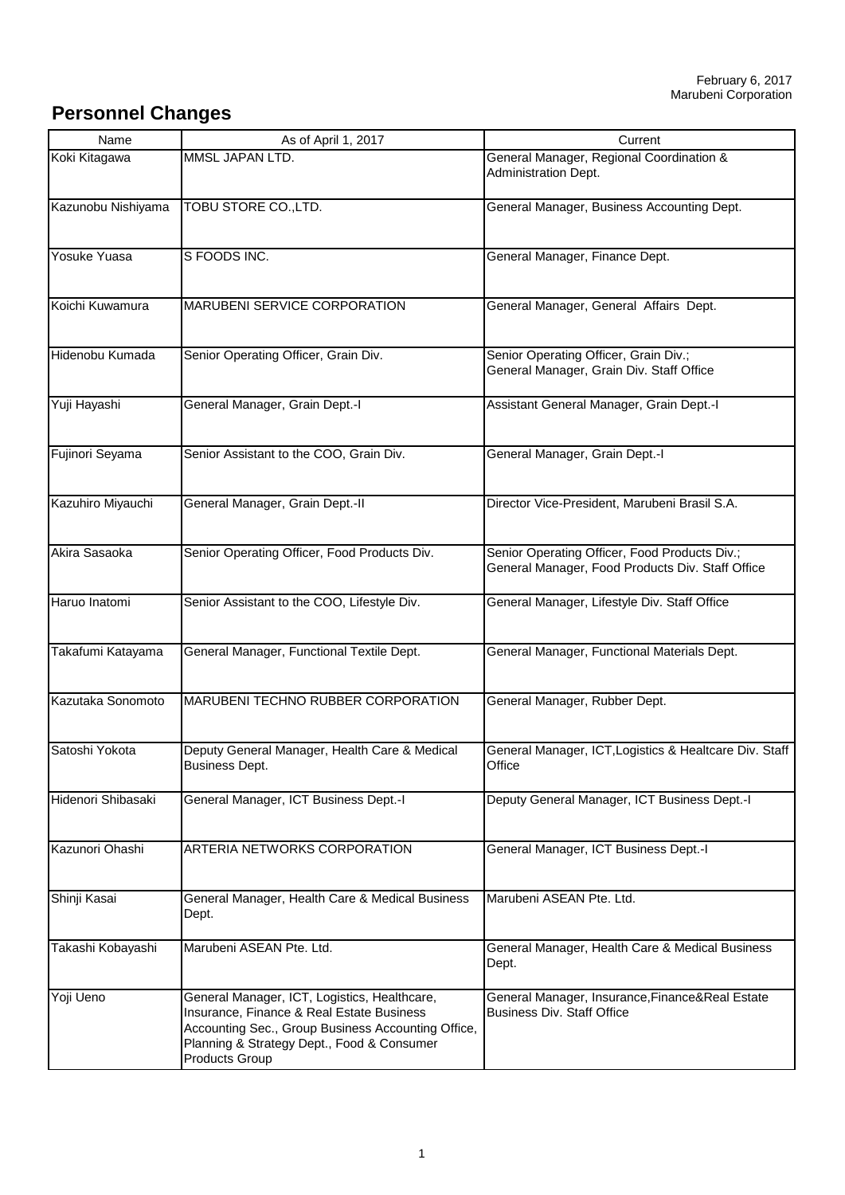February 6, 2017
Marubeni Corporation

## Personnel Changes

| Name | As of April 1, 2017 | Current |
|---|---|---|
| Koki Kitagawa | MMSL JAPAN LTD. | General Manager, Regional Coordination & Administration Dept. |
| Kazunobu Nishiyama | TOBU STORE CO.,LTD. | General Manager, Business Accounting Dept. |
| Yosuke Yuasa | S FOODS INC. | General Manager, Finance Dept. |
| Koichi Kuwamura | MARUBENI SERVICE CORPORATION | General Manager, General Affairs Dept. |
| Hidenobu Kumada | Senior Operating Officer, Grain Div. | Senior Operating Officer, Grain Div.; General Manager, Grain Div. Staff Office |
| Yuji Hayashi | General Manager, Grain Dept.-I | Assistant General Manager, Grain Dept.-I |
| Fujinori Seyama | Senior Assistant to the COO, Grain Div. | General Manager, Grain Dept.-I |
| Kazuhiro Miyauchi | General Manager, Grain Dept.-II | Director Vice-President, Marubeni Brasil S.A. |
| Akira Sasaoka | Senior Operating Officer, Food Products Div. | Senior Operating Officer, Food Products Div.; General Manager, Food Products Div. Staff Office |
| Haruo Inatomi | Senior Assistant to the COO, Lifestyle Div. | General Manager, Lifestyle Div. Staff Office |
| Takafumi Katayama | General Manager, Functional Textile Dept. | General Manager, Functional Materials Dept. |
| Kazutaka Sonomoto | MARUBENI TECHNO RUBBER CORPORATION | General Manager, Rubber Dept. |
| Satoshi Yokota | Deputy General Manager, Health Care & Medical Business Dept. | General Manager, ICT,Logistics & Healtcare Div. Staff Office |
| Hidenori Shibasaki | General Manager, ICT Business Dept.-I | Deputy General Manager, ICT Business Dept.-I |
| Kazunori Ohashi | ARTERIA NETWORKS CORPORATION | General Manager, ICT Business Dept.-I |
| Shinji Kasai | General Manager, Health Care & Medical Business Dept. | Marubeni ASEAN Pte. Ltd. |
| Takashi Kobayashi | Marubeni ASEAN Pte. Ltd. | General Manager, Health Care & Medical Business Dept. |
| Yoji Ueno | General Manager, ICT, Logistics, Healthcare, Insurance, Finance & Real Estate Business Accounting Sec., Group Business Accounting Office, Planning & Strategy Dept., Food & Consumer Products Group | General Manager, Insurance,Finance&Real Estate Business Div. Staff Office |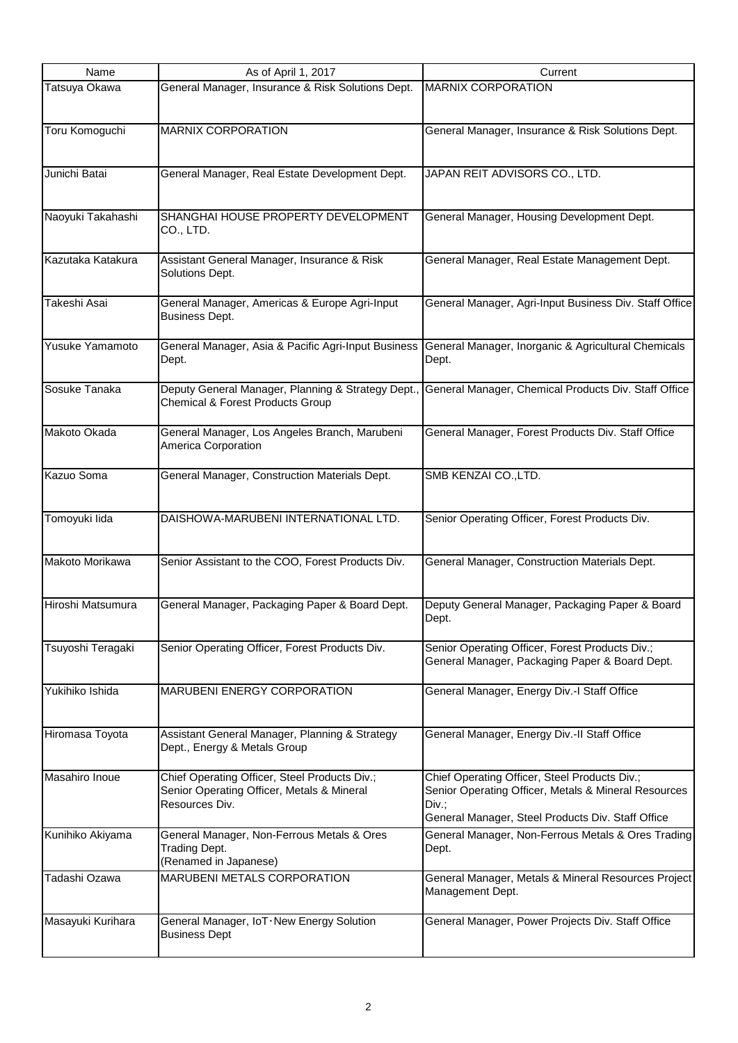| Name | As of April 1, 2017 | Current |
|---|---|---|
| Tatsuya Okawa | General Manager, Insurance & Risk Solutions Dept. | MARNIX CORPORATION |
| Toru Komoguchi | MARNIX CORPORATION | General Manager, Insurance & Risk Solutions Dept. |
| Junichi Batai | General Manager, Real Estate Development Dept. | JAPAN REIT ADVISORS CO., LTD. |
| Naoyuki Takahashi | SHANGHAI HOUSE PROPERTY DEVELOPMENT CO., LTD. | General Manager, Housing Development Dept. |
| Kazutaka Katakura | Assistant General Manager, Insurance & Risk Solutions Dept. | General Manager, Real Estate Management Dept. |
| Takeshi Asai | General Manager, Americas & Europe Agri-Input Business Dept. | General Manager, Agri-Input Business Div. Staff Office |
| Yusuke Yamamoto | General Manager, Asia & Pacific Agri-Input Business Dept. | General Manager, Inorganic & Agricultural Chemicals Dept. |
| Sosuke Tanaka | Deputy General Manager, Planning & Strategy Dept., Chemical & Forest Products Group | General Manager, Chemical Products Div. Staff Office |
| Makoto Okada | General Manager, Los Angeles Branch, Marubeni America Corporation | General Manager, Forest Products Div. Staff Office |
| Kazuo Soma | General Manager, Construction Materials Dept. | SMB KENZAI CO.,LTD. |
| Tomoyuki Iida | DAISHOWA-MARUBENI INTERNATIONAL LTD. | Senior Operating Officer, Forest Products Div. |
| Makoto Morikawa | Senior Assistant to the COO, Forest Products Div. | General Manager, Construction Materials Dept. |
| Hiroshi Matsumura | General Manager, Packaging Paper & Board Dept. | Deputy General Manager, Packaging Paper & Board Dept. |
| Tsuyoshi Teragaki | Senior Operating Officer, Forest Products Div. | Senior Operating Officer, Forest Products Div.; General Manager, Packaging Paper & Board Dept. |
| Yukihiko Ishida | MARUBENI ENERGY CORPORATION | General Manager, Energy Div.-I Staff Office |
| Hiromasa Toyota | Assistant General Manager, Planning & Strategy Dept., Energy & Metals Group | General Manager, Energy Div.-II Staff Office |
| Masahiro Inoue | Chief Operating Officer, Steel Products Div.; Senior Operating Officer, Metals & Mineral Resources Div. | Chief Operating Officer, Steel Products Div.; Senior Operating Officer, Metals & Mineral Resources Div.; General Manager, Steel Products Div. Staff Office |
| Kunihiko Akiyama | General Manager, Non-Ferrous Metals & Ores Trading Dept. (Renamed in Japanese) | General Manager, Non-Ferrous Metals & Ores Trading Dept. |
| Tadashi Ozawa | MARUBENI METALS CORPORATION | General Manager, Metals & Mineral Resources Project Management Dept. |
| Masayuki Kurihara | General Manager, IoT･New Energy Solution Business Dept | General Manager, Power Projects Div. Staff Office |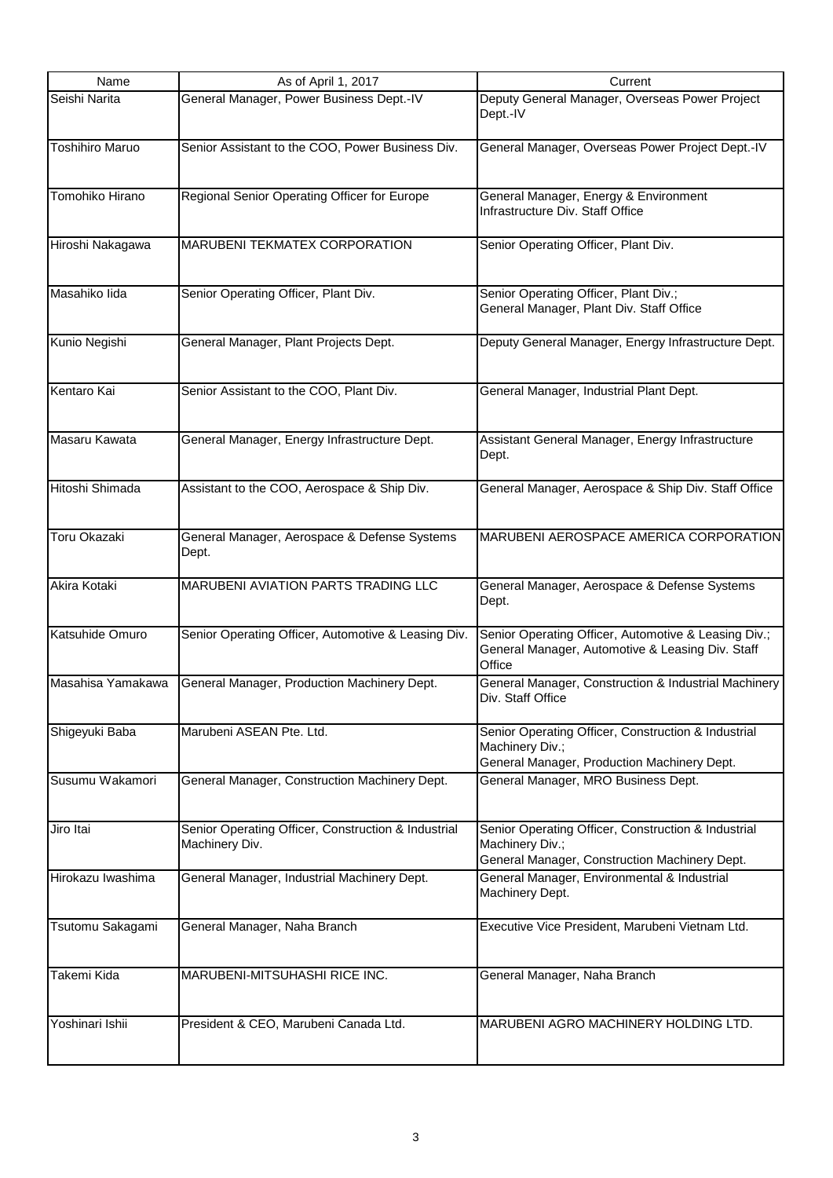| Name | As of April 1, 2017 | Current |
|---|---|---|
| Seishi Narita | General Manager, Power Business Dept.-IV | Deputy General Manager, Overseas Power Project Dept.-IV |
| Toshihiro Maruo | Senior Assistant to the COO, Power Business Div. | General Manager, Overseas Power Project Dept.-IV |
| Tomohiko Hirano | Regional Senior Operating Officer for Europe | General Manager, Energy & Environment Infrastructure Div. Staff Office |
| Hiroshi Nakagawa | MARUBENI TEKMATEX CORPORATION | Senior Operating Officer, Plant Div. |
| Masahiko Iida | Senior Operating Officer, Plant Div. | Senior Operating Officer, Plant Div.; General Manager, Plant Div. Staff Office |
| Kunio Negishi | General Manager, Plant Projects Dept. | Deputy General Manager, Energy Infrastructure Dept. |
| Kentaro Kai | Senior Assistant to the COO, Plant Div. | General Manager, Industrial Plant Dept. |
| Masaru Kawata | General Manager, Energy Infrastructure Dept. | Assistant General Manager, Energy Infrastructure Dept. |
| Hitoshi Shimada | Assistant to the COO, Aerospace & Ship Div. | General Manager, Aerospace & Ship Div. Staff Office |
| Toru Okazaki | General Manager, Aerospace & Defense Systems Dept. | MARUBENI AEROSPACE AMERICA CORPORATION |
| Akira Kotaki | MARUBENI AVIATION PARTS TRADING LLC | General Manager, Aerospace & Defense Systems Dept. |
| Katsuhide Omuro | Senior Operating Officer, Automotive & Leasing Div. | Senior Operating Officer, Automotive & Leasing Div.; General Manager, Automotive & Leasing Div. Staff Office |
| Masahisa Yamakawa | General Manager, Production Machinery Dept. | General Manager, Construction & Industrial Machinery Div. Staff Office |
| Shigeyuki Baba | Marubeni ASEAN Pte. Ltd. | Senior Operating Officer, Construction & Industrial Machinery Div.; General Manager, Production Machinery Dept. |
| Susumu Wakamori | General Manager, Construction Machinery Dept. | General Manager, MRO Business Dept. |
| Jiro Itai | Senior Operating Officer, Construction & Industrial Machinery Div. | Senior Operating Officer, Construction & Industrial Machinery Div.; General Manager, Construction Machinery Dept. |
| Hirokazu Iwashima | General Manager, Industrial Machinery Dept. | General Manager, Environmental & Industrial Machinery Dept. |
| Tsutomu Sakagami | General Manager, Naha Branch | Executive Vice President, Marubeni Vietnam Ltd. |
| Takemi Kida | MARUBENI-MITSUHASHI RICE INC. | General Manager, Naha Branch |
| Yoshinari Ishii | President & CEO, Marubeni Canada Ltd. | MARUBENI AGRO MACHINERY HOLDING LTD. |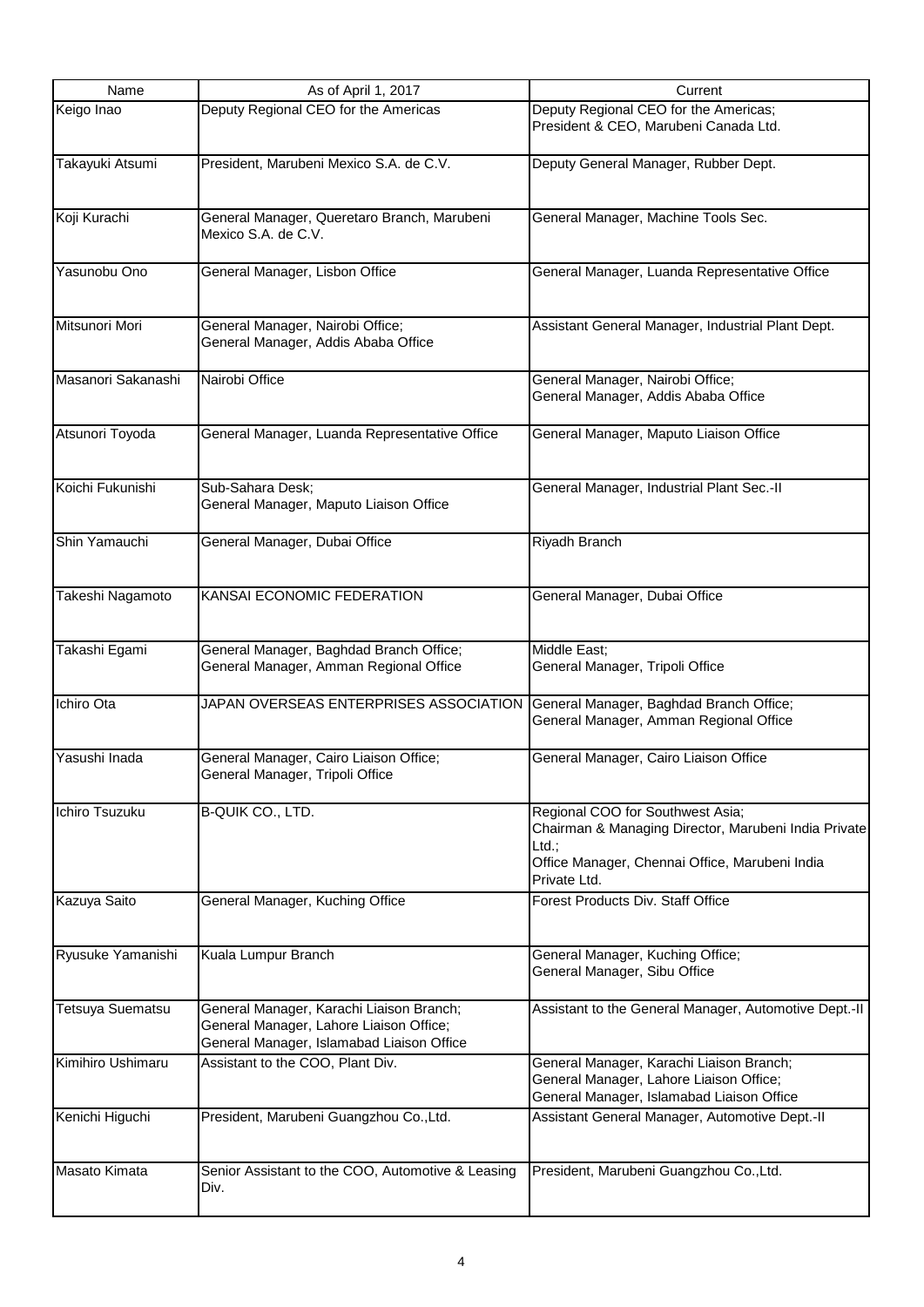| Name | As of April 1, 2017 | Current |
|---|---|---|
| Keigo Inao | Deputy Regional CEO for the Americas | Deputy Regional CEO for the Americas; President & CEO, Marubeni Canada Ltd. |
| Takayuki Atsumi | President, Marubeni Mexico S.A. de C.V. | Deputy General Manager, Rubber Dept. |
| Koji Kurachi | General Manager, Queretaro Branch, Marubeni Mexico S.A. de C.V. | General Manager, Machine Tools Sec. |
| Yasunobu Ono | General Manager, Lisbon Office | General Manager, Luanda Representative Office |
| Mitsunori Mori | General Manager, Nairobi Office; General Manager, Addis Ababa Office | Assistant General Manager, Industrial Plant Dept. |
| Masanori Sakanashi | Nairobi Office | General Manager, Nairobi Office; General Manager, Addis Ababa Office |
| Atsunori Toyoda | General Manager, Luanda Representative Office | General Manager, Maputo Liaison Office |
| Koichi Fukunishi | Sub-Sahara Desk; General Manager, Maputo Liaison Office | General Manager, Industrial Plant Sec.-II |
| Shin Yamauchi | General Manager, Dubai Office | Riyadh Branch |
| Takeshi Nagamoto | KANSAI ECONOMIC FEDERATION | General Manager, Dubai Office |
| Takashi Egami | General Manager, Baghdad Branch Office; General Manager, Amman Regional Office | Middle East; General Manager, Tripoli Office |
| Ichiro Ota | JAPAN OVERSEAS ENTERPRISES ASSOCIATION | General Manager, Baghdad Branch Office; General Manager, Amman Regional Office |
| Yasushi Inada | General Manager, Cairo Liaison Office; General Manager, Tripoli Office | General Manager, Cairo Liaison Office |
| Ichiro Tsuzuku | B-QUIK CO., LTD. | Regional COO for Southwest Asia; Chairman & Managing Director, Marubeni India Private Ltd.; Office Manager, Chennai Office, Marubeni India Private Ltd. |
| Kazuya Saito | General Manager, Kuching Office | Forest Products Div. Staff Office |
| Ryusuke Yamanishi | Kuala Lumpur Branch | General Manager, Kuching Office; General Manager, Sibu Office |
| Tetsuya Suematsu | General Manager, Karachi Liaison Branch; General Manager, Lahore Liaison Office; General Manager, Islamabad Liaison Office | Assistant to the General Manager, Automotive Dept.-II |
| Kimihiro Ushimaru | Assistant to the COO, Plant Div. | General Manager, Karachi Liaison Branch; General Manager, Lahore Liaison Office; General Manager, Islamabad Liaison Office |
| Kenichi Higuchi | President, Marubeni Guangzhou Co.,Ltd. | Assistant General Manager, Automotive Dept.-II |
| Masato Kimata | Senior Assistant to the COO, Automotive & Leasing Div. | President, Marubeni Guangzhou Co.,Ltd. |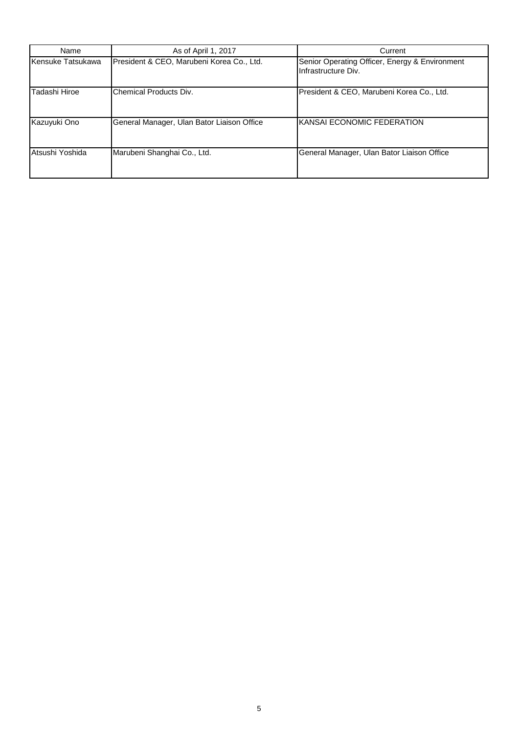| Name | As of April 1, 2017 | Current |
|---|---|---|
| Kensuke Tatsukawa | President & CEO, Marubeni Korea Co., Ltd. | Senior Operating Officer, Energy & Environment Infrastructure Div. |
| Tadashi Hiroe | Chemical Products Div. | President & CEO, Marubeni Korea Co., Ltd. |
| Kazuyuki Ono | General Manager, Ulan Bator Liaison Office | KANSAI ECONOMIC FEDERATION |
| Atsushi Yoshida | Marubeni Shanghai Co., Ltd. | General Manager, Ulan Bator Liaison Office |